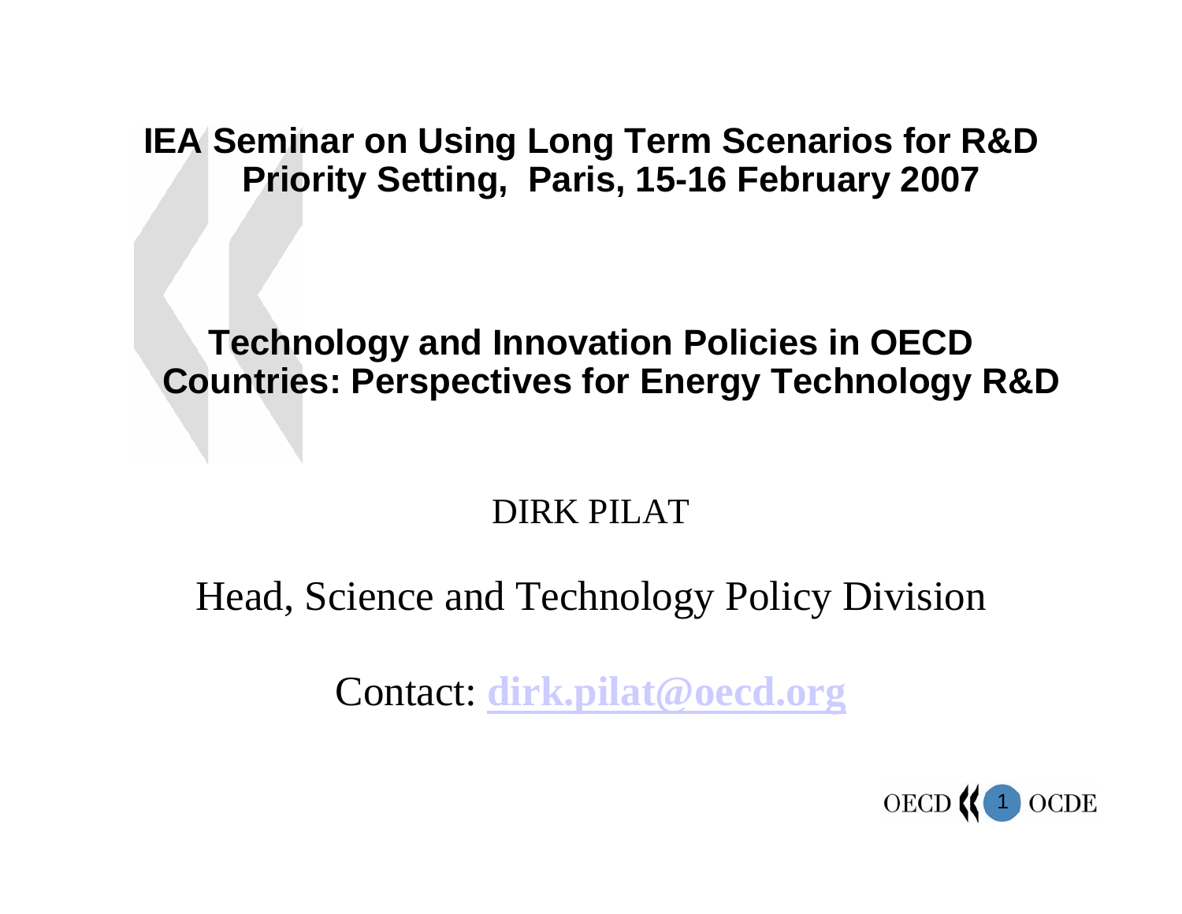# IEA Seminar on Using Long Term Scenarios for R&D Priority Setting, Paris, 15-16 February 2007

## Technology and Innovation Policies in OECD Countries: Perspectives for Energy Technology R&D

DIRK PILAT

Head, Science and Technology Policy Division

Contact: **dirk.pilat@oecd.org**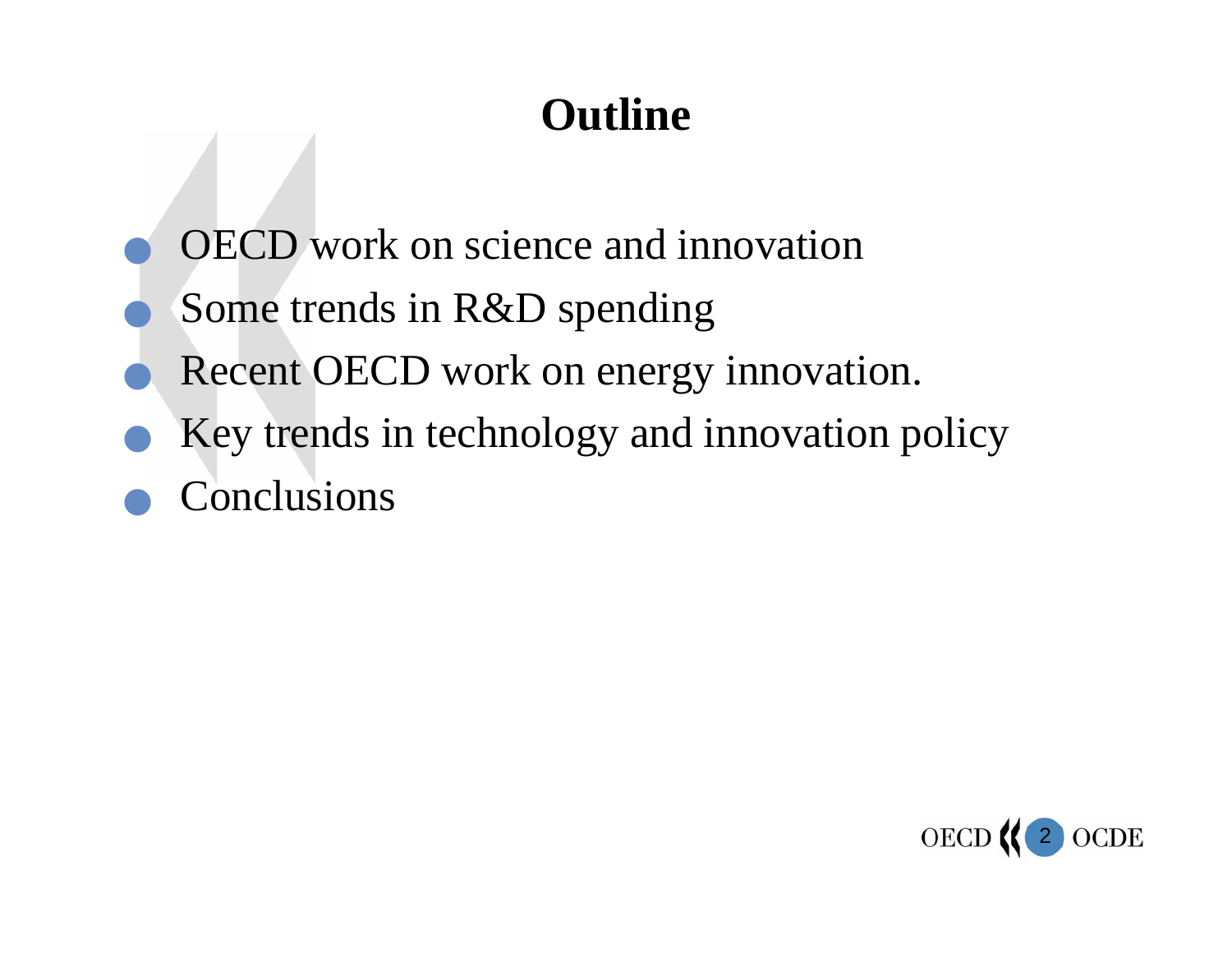# Outline

- OECD work on science and innovation
- Some trends in R&D spending
- Recent OECD work on energy innovation.
- Key trends in technology and innovation policy
- Conclusions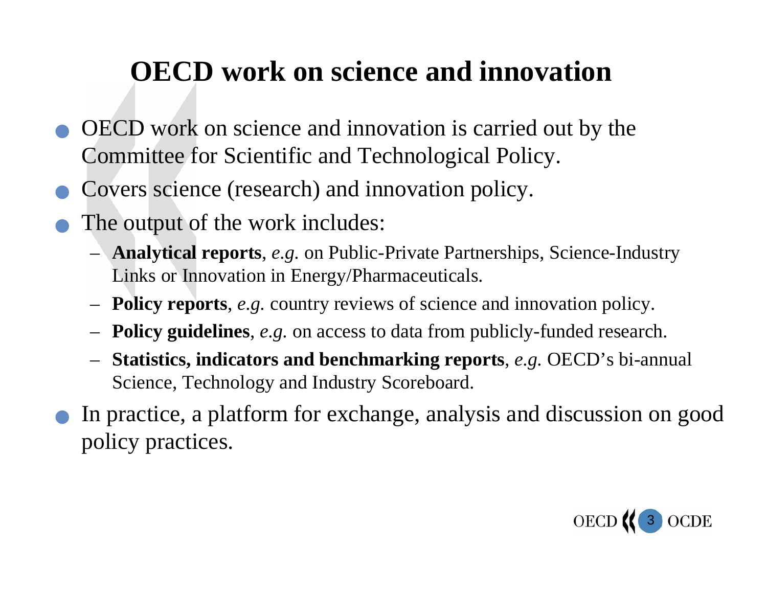# OECD work on science and innovation

- OECD work on science and innovation is carried out by the Committee for Scientific and Technological Policy.
- Covers science (research) and innovation policy.
- The output of the work includes:
  - **Analytical reports**, *e.g.* on Public-Private Partnerships, Science-Industry Links or Innovation in Energy/Pharmaceuticals.
  - **Policy reports**, *e.g.* country reviews of science and innovation policy.
  - **Policy guidelines**, *e.g.* on access to data from publicly-funded research.
  - **Statistics, indicators and benchmarking reports**, *e.g.* OECD's bi-annual Science, Technology and Industry Scoreboard.
- In practice, a platform for exchange, analysis and discussion on good policy practices.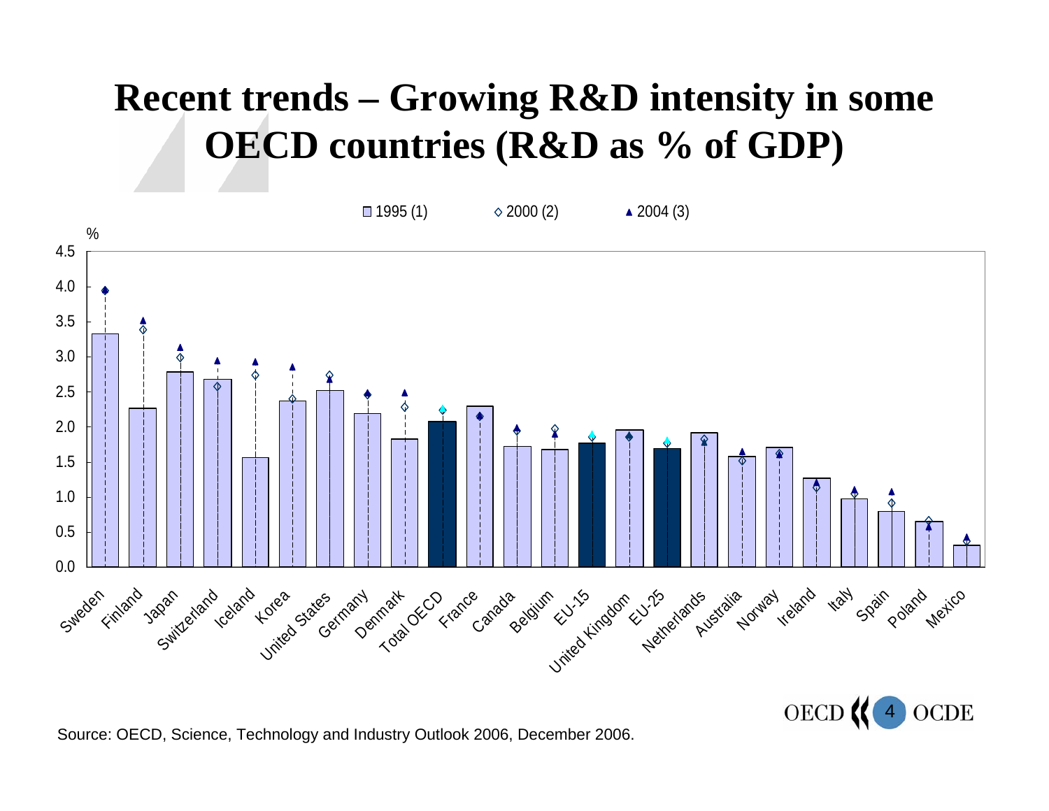# Recent trends – Growing R&D intensity in some OECD countries (R&D as % of GDP)

Legend: 1995 (1) · 2000 (2) · 2004 (3)

Y-axis: % (0.0 – 4.5)

Countries: Sweden, Finland, Japan, Switzerland, Iceland, Korea, United States, Germany, Denmark, Total OECD, France, Canada, Belgium, EU-15, United Kingdom, EU-25, Netherlands, Australia, Norway, Ireland, Italy, Spain, Poland, Mexico

Source: OECD, Science, Technology and Industry Outlook 2006, December 2006.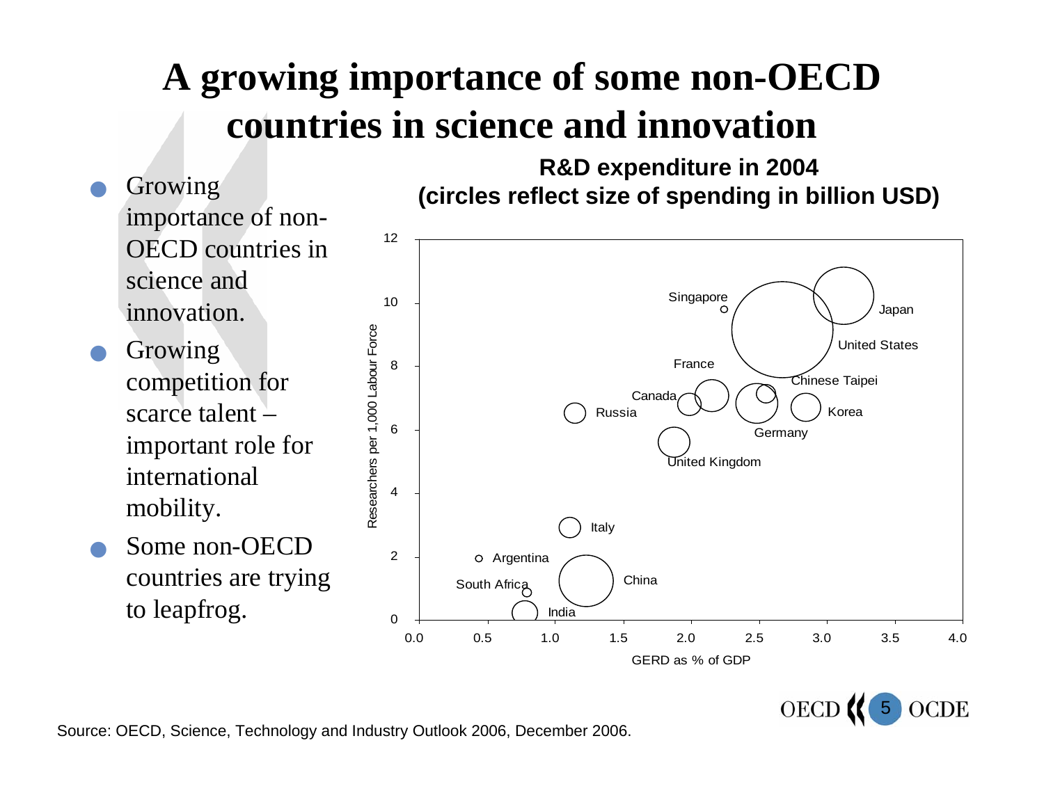# A growing importance of some non-OECD countries in science and innovation

- Growing importance of non-OECD countries in science and innovation.
- Growing competition for scarce talent – important role for international mobility.
- Some non-OECD countries are trying to leapfrog.

**R&D expenditure in 2004**
**(circles reflect size of spending in billion USD)**

Source: OECD, Science, Technology and Industry Outlook 2006, December 2006.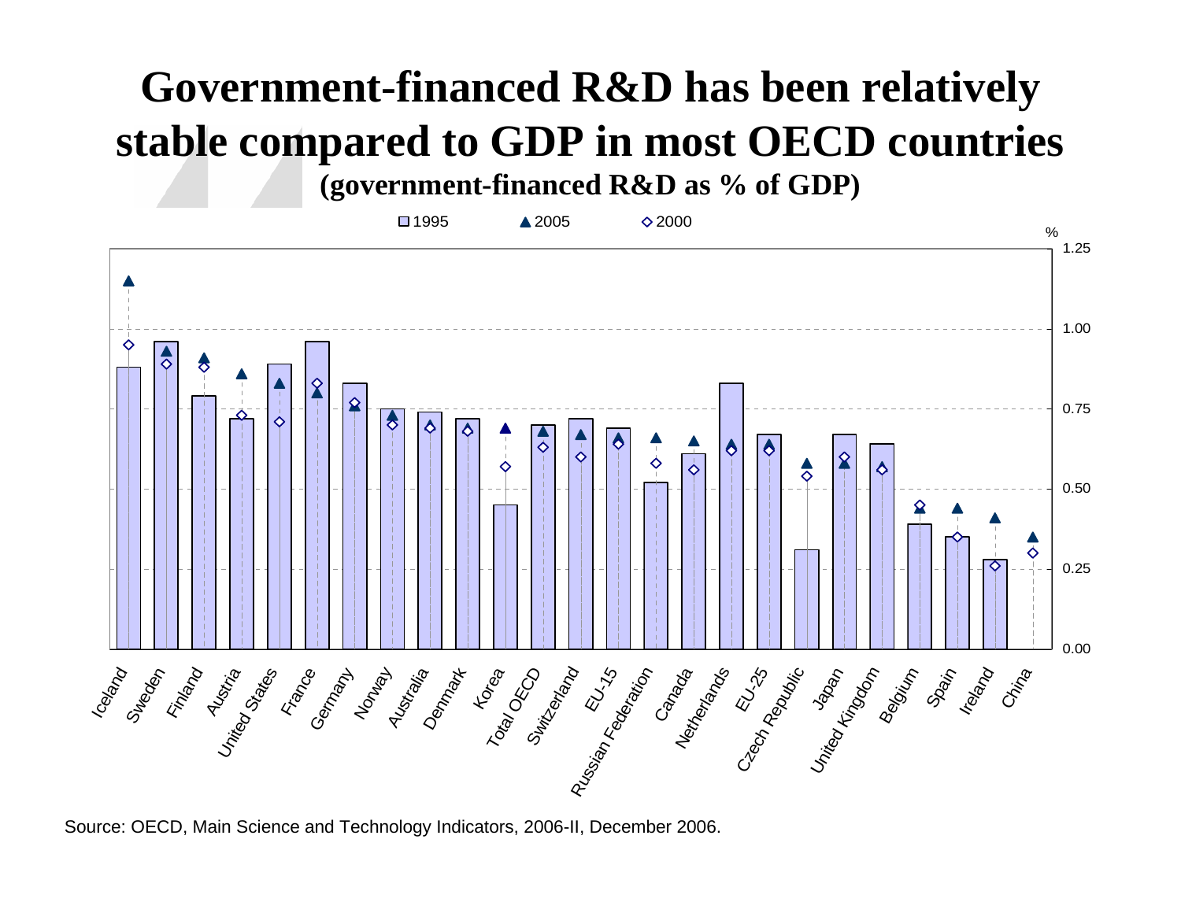# Government-financed R&D has been relatively stable compared to GDP in most OECD countries

**(government-financed R&D as % of GDP)**

1995 | 2005 | 2000

%

1.25
1.00
0.75
0.50
0.25
0.00

Iceland, Sweden, Finland, Austria, United States, France, Germany, Norway, Australia, Denmark, Korea, Total OECD, Switzerland, EU-15, Russian Federation, Canada, Netherlands, EU-25, Czech Republic, Japan, United Kingdom, Belgium, Spain, Ireland, China

Source: OECD, Main Science and Technology Indicators, 2006-II, December 2006.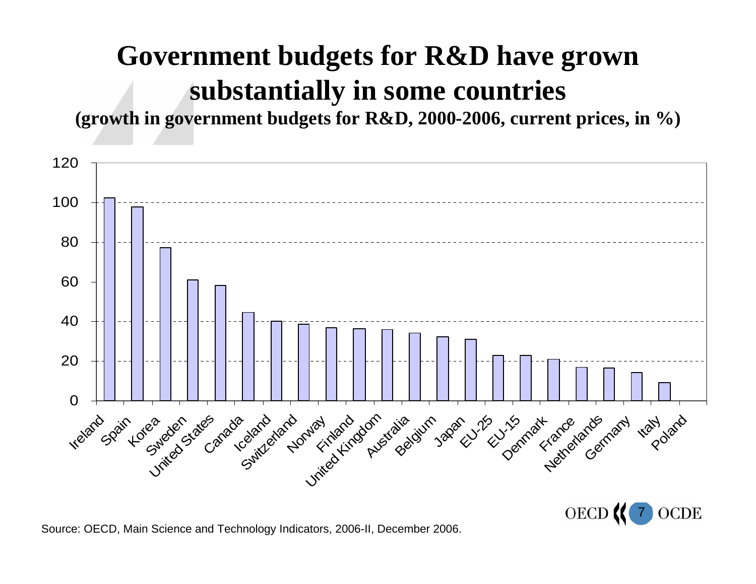# Government budgets for R&D have grown substantially in some countries

**(growth in government budgets for R&D, 2000-2006, current prices, in %)**

| Country | Growth (%) |
|---|---|
| Ireland | 102 |
| Spain | 98 |
| Korea | 77 |
| Sweden | 61 |
| United States | 58 |
| Canada | 44 |
| Iceland | 40 |
| Switzerland | 38 |
| Norway | 37 |
| Finland | 36 |
| United Kingdom | 36 |
| Australia | 34 |
| Belgium | 32 |
| Japan | 31 |
| EU-25 | 23 |
| EU-15 | 23 |
| Denmark | 21 |
| France | 17 |
| Netherlands | 16 |
| Germany | 14 |
| Italy | 9 |
| Poland | |

Source: OECD, Main Science and Technology Indicators, 2006-II, December 2006.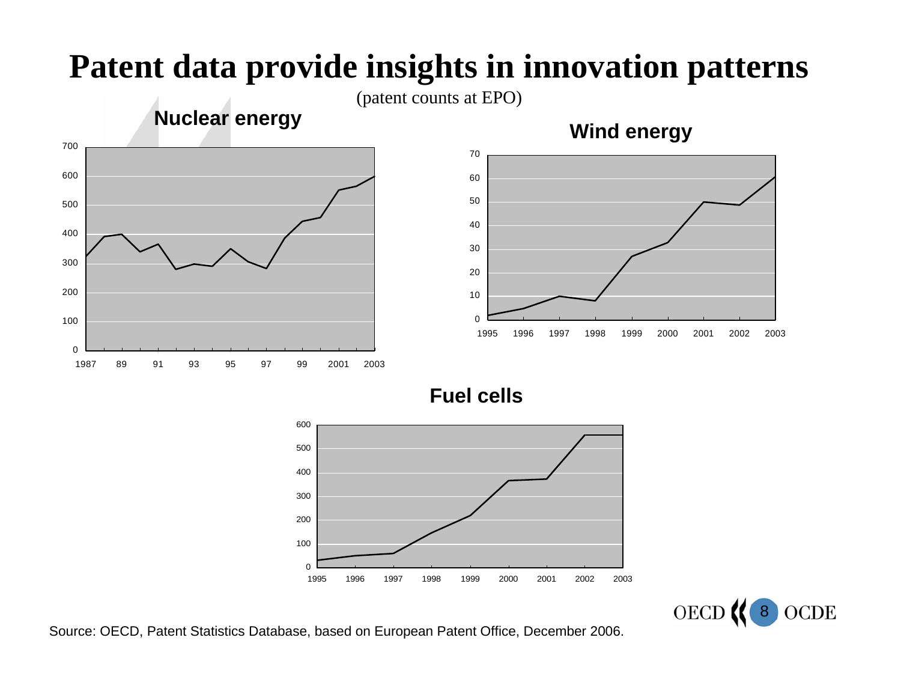# Patent data provide insights in innovation patterns

(patent counts at EPO)

**Nuclear energy**

**Wind energy**

**Fuel cells**

Source: OECD, Patent Statistics Database, based on European Patent Office, December 2006.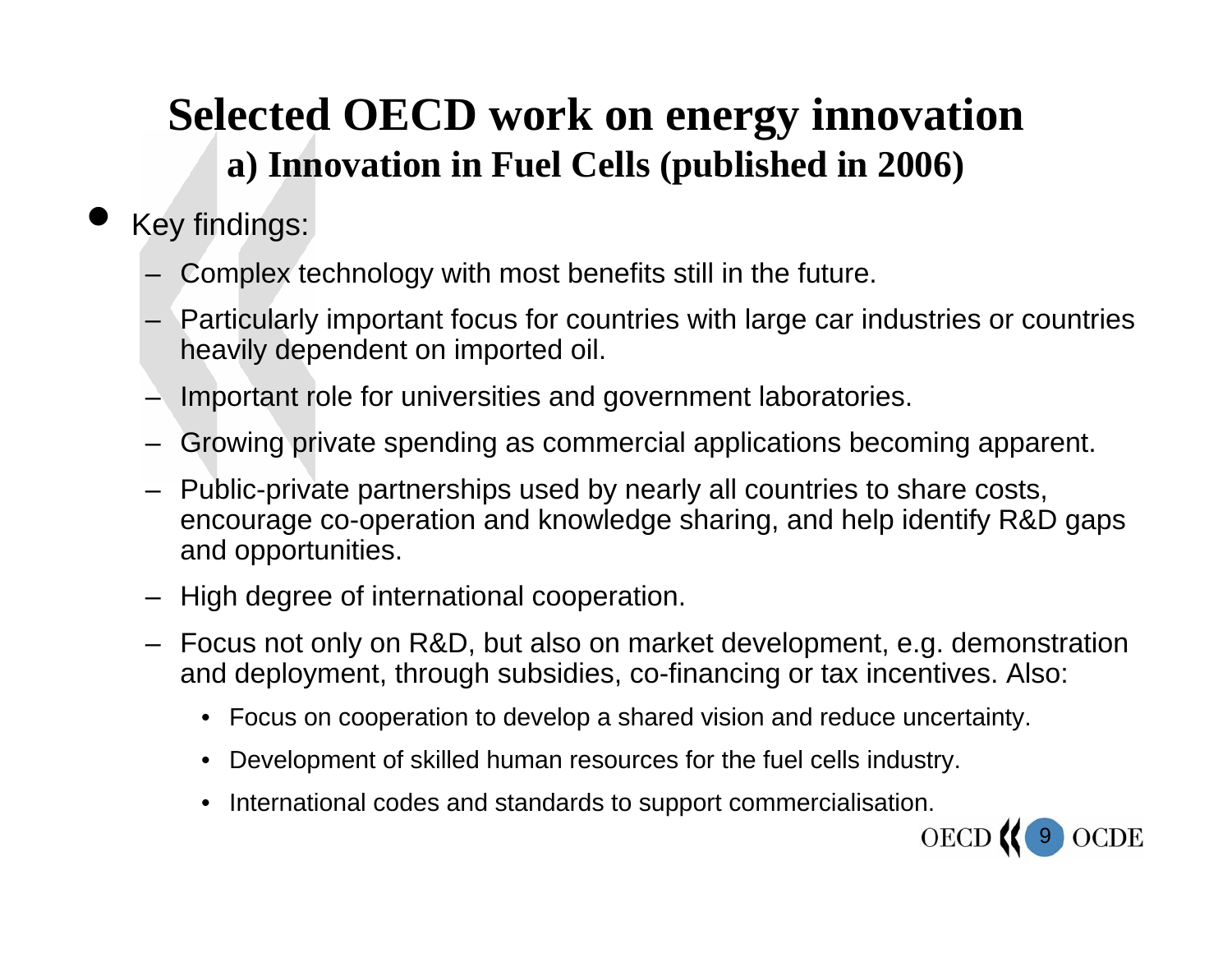# Selected OECD work on energy innovation

## a) Innovation in Fuel Cells (published in 2006)

- Key findings:
  - Complex technology with most benefits still in the future.
  - Particularly important focus for countries with large car industries or countries heavily dependent on imported oil.
  - Important role for universities and government laboratories.
  - Growing private spending as commercial applications becoming apparent.
  - Public-private partnerships used by nearly all countries to share costs, encourage co-operation and knowledge sharing, and help identify R&D gaps and opportunities.
  - High degree of international cooperation.
  - Focus not only on R&D, but also on market development, e.g. demonstration and deployment, through subsidies, co-financing or tax incentives. Also:
    - Focus on cooperation to develop a shared vision and reduce uncertainty.
    - Development of skilled human resources for the fuel cells industry.
    - International codes and standards to support commercialisation.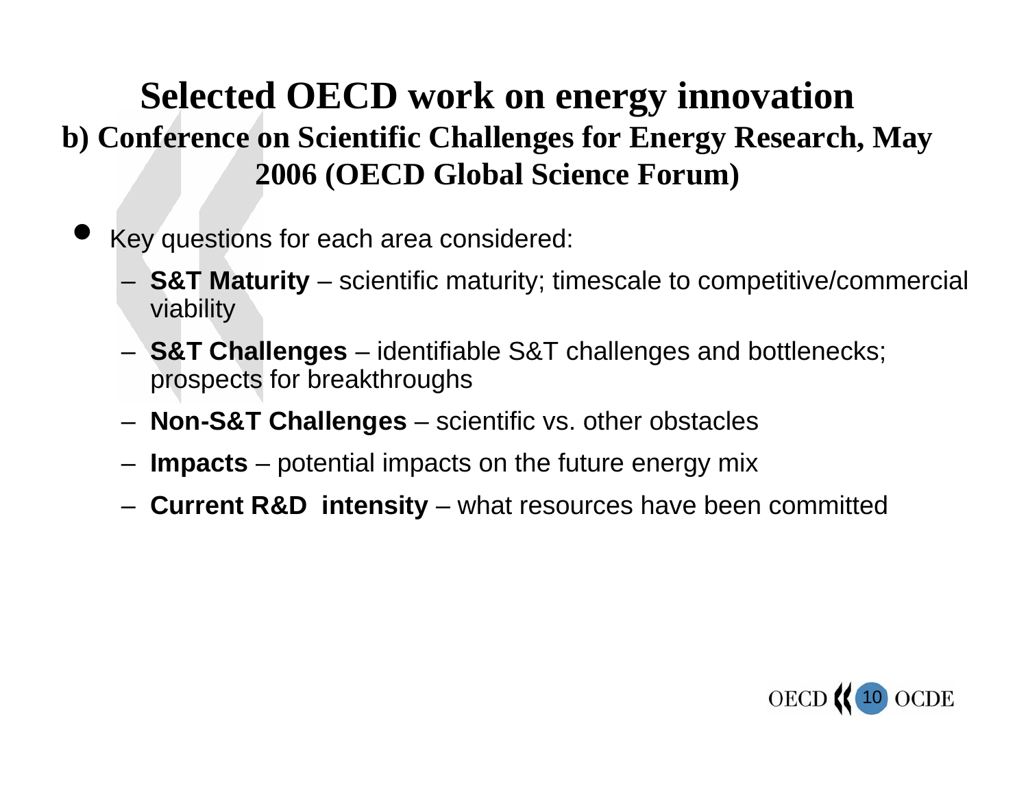# Selected OECD work on energy innovation

## b) Conference on Scientific Challenges for Energy Research, May 2006 (OECD Global Science Forum)

- Key questions for each area considered:
  - **S&T Maturity** – scientific maturity; timescale to competitive/commercial viability
  - **S&T Challenges** – identifiable S&T challenges and bottlenecks; prospects for breakthroughs
  - **Non-S&T Challenges** – scientific vs. other obstacles
  - **Impacts** – potential impacts on the future energy mix
  - **Current R&D intensity** – what resources have been committed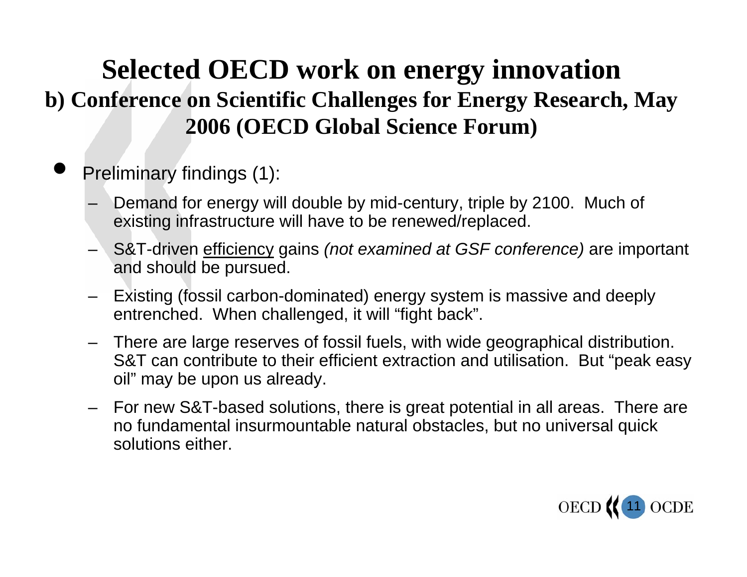# Selected OECD work on energy innovation

## b) Conference on Scientific Challenges for Energy Research, May 2006 (OECD Global Science Forum)

- Preliminary findings (1):
  - Demand for energy will double by mid-century, triple by 2100. Much of existing infrastructure will have to be renewed/replaced.
  - S&T-driven <u>efficiency</u> gains *(not examined at GSF conference)* are important and should be pursued.
  - Existing (fossil carbon-dominated) energy system is massive and deeply entrenched. When challenged, it will "fight back".
  - There are large reserves of fossil fuels, with wide geographical distribution. S&T can contribute to their efficient extraction and utilisation. But "peak easy oil" may be upon us already.
  - For new S&T-based solutions, there is great potential in all areas. There are no fundamental insurmountable natural obstacles, but no universal quick solutions either.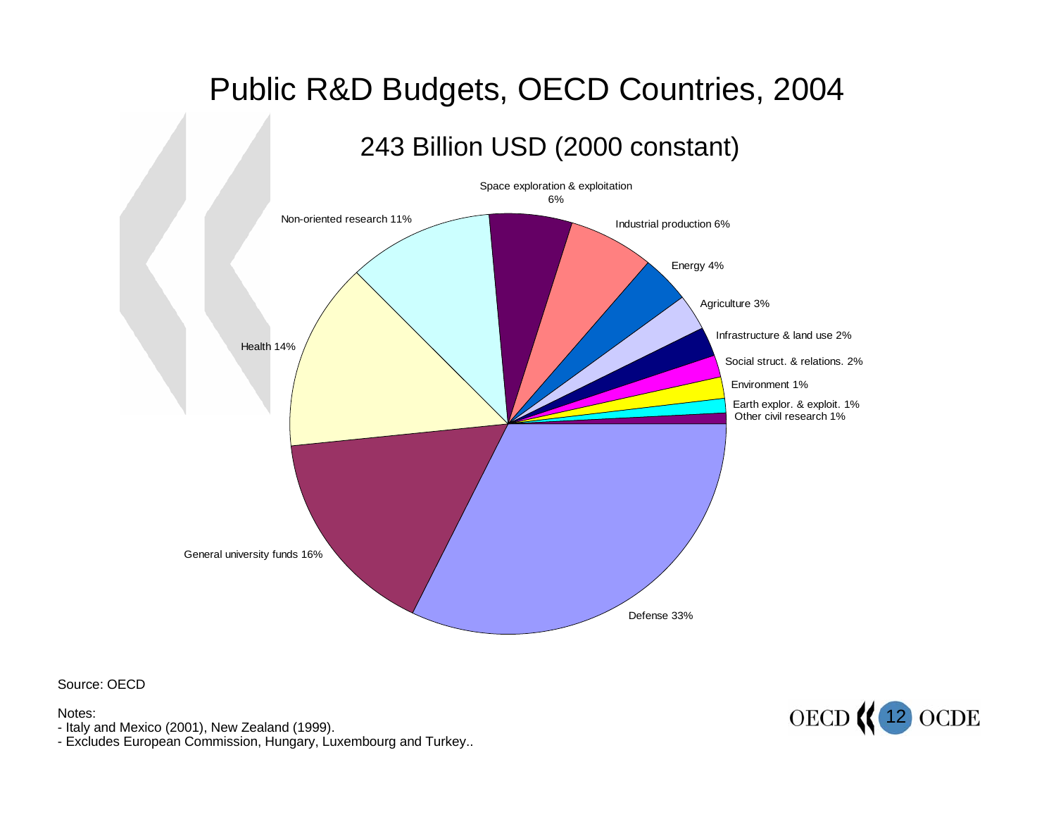# Public R&D Budgets, OECD Countries, 2004

## 243 Billion USD (2000 constant)

| Category | Share |
| --- | --- |
| Defense | 33% |
| General university funds | 16% |
| Health | 14% |
| Non-oriented research | 11% |
| Space exploration & exploitation | 6% |
| Industrial production | 6% |
| Energy | 4% |
| Agriculture | 3% |
| Infrastructure & land use | 2% |
| Social struct. & relations. | 2% |
| Environment | 1% |
| Earth explor. & exploit. | 1% |
| Other civil research | 1% |

Source: OECD

Notes:
- Italy and Mexico (2001), New Zealand (1999).
- Excludes European Commission, Hungary, Luxembourg and Turkey..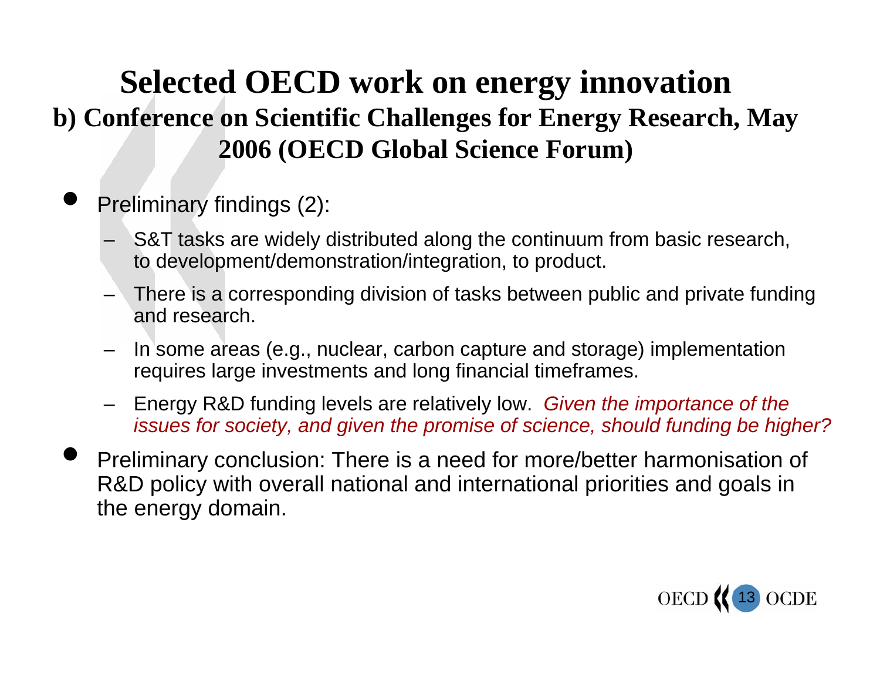# Selected OECD work on energy innovation

## b) Conference on Scientific Challenges for Energy Research, May 2006 (OECD Global Science Forum)

- Preliminary findings (2):
  - S&T tasks are widely distributed along the continuum from basic research, to development/demonstration/integration, to product.
  - There is a corresponding division of tasks between public and private funding and research.
  - In some areas (e.g., nuclear, carbon capture and storage) implementation requires large investments and long financial timeframes.
  - Energy R&D funding levels are relatively low. *Given the importance of the issues for society, and given the promise of science, should funding be higher?*
- Preliminary conclusion: There is a need for more/better harmonisation of R&D policy with overall national and international priorities and goals in the energy domain.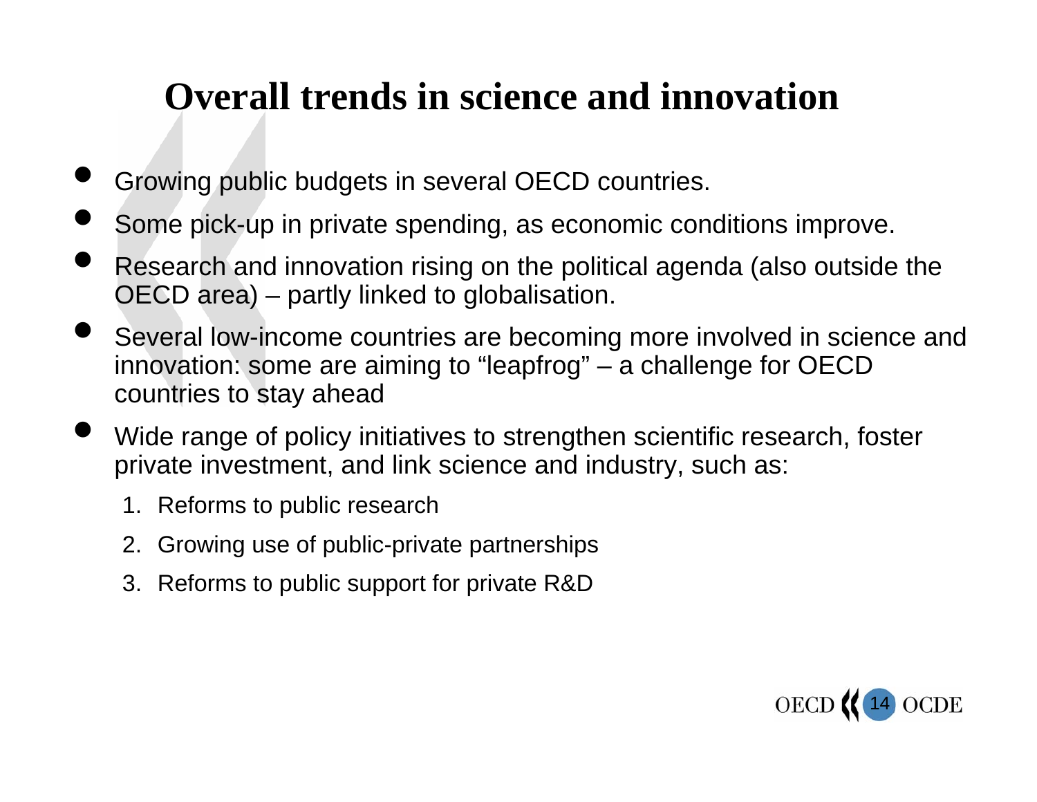# Overall trends in science and innovation

- Growing public budgets in several OECD countries.
- Some pick-up in private spending, as economic conditions improve.
- Research and innovation rising on the political agenda (also outside the OECD area) – partly linked to globalisation.
- Several low-income countries are becoming more involved in science and innovation: some are aiming to "leapfrog" – a challenge for OECD countries to stay ahead
- Wide range of policy initiatives to strengthen scientific research, foster private investment, and link science and industry, such as:
  1. Reforms to public research
  2. Growing use of public-private partnerships
  3. Reforms to public support for private R&D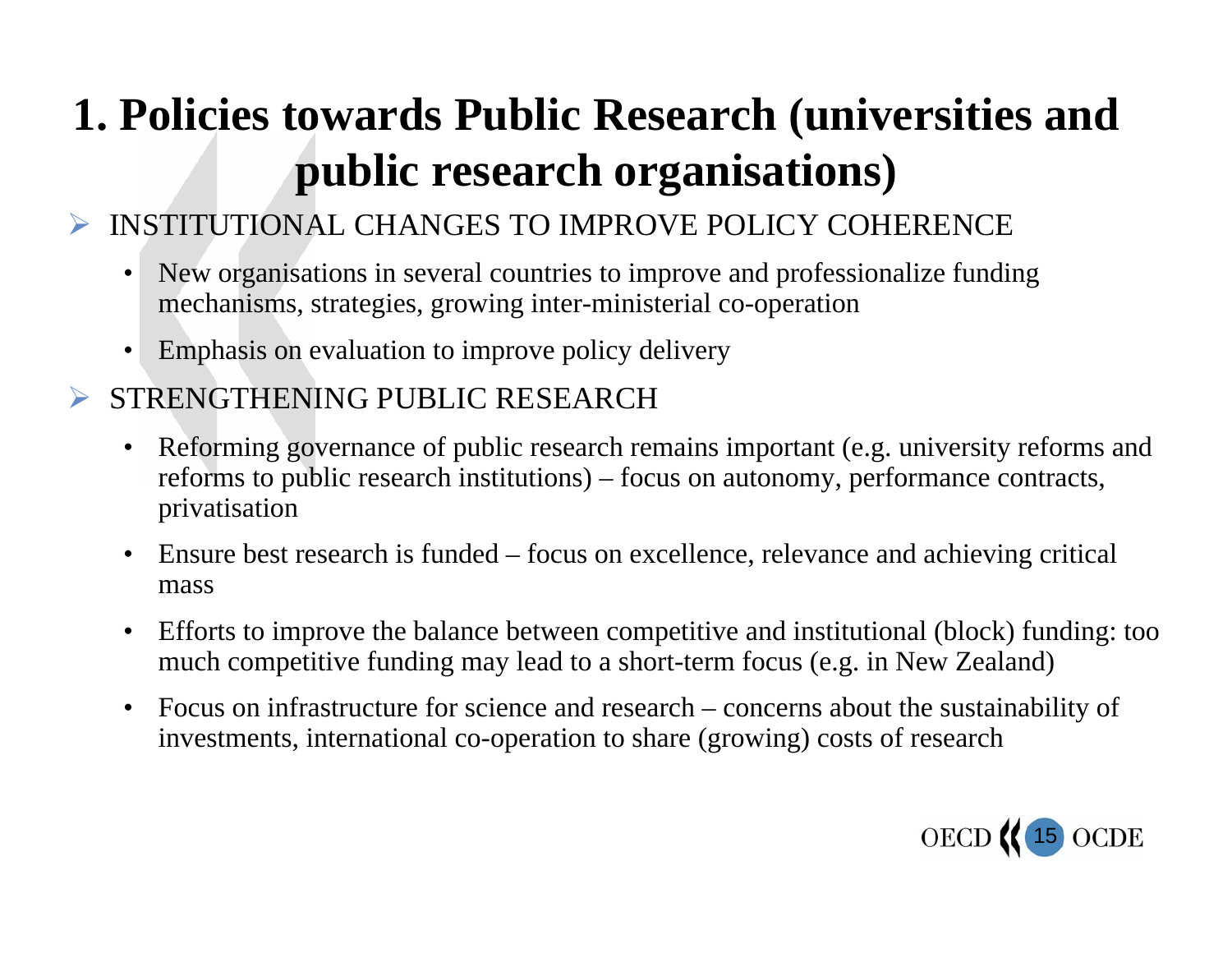# 1. Policies towards Public Research (universities and public research organisations)

- INSTITUTIONAL CHANGES TO IMPROVE POLICY COHERENCE
  - New organisations in several countries to improve and professionalize funding mechanisms, strategies, growing inter-ministerial co-operation
  - Emphasis on evaluation to improve policy delivery
- STRENGTHENING PUBLIC RESEARCH
  - Reforming governance of public research remains important (e.g. university reforms and reforms to public research institutions) – focus on autonomy, performance contracts, privatisation
  - Ensure best research is funded – focus on excellence, relevance and achieving critical mass
  - Efforts to improve the balance between competitive and institutional (block) funding: too much competitive funding may lead to a short-term focus (e.g. in New Zealand)
  - Focus on infrastructure for science and research – concerns about the sustainability of investments, international co-operation to share (growing) costs of research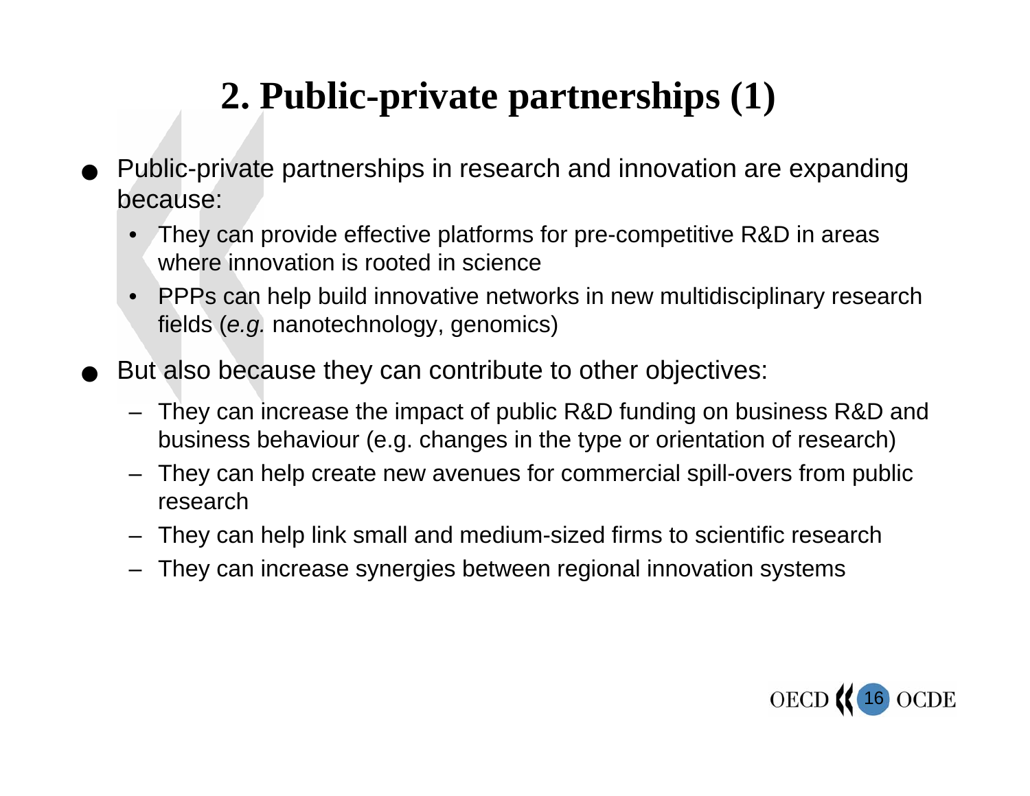# 2. Public-private partnerships (1)

- Public-private partnerships in research and innovation are expanding because:
  - They can provide effective platforms for pre-competitive R&D in areas where innovation is rooted in science
  - PPPs can help build innovative networks in new multidisciplinary research fields (*e.g.* nanotechnology, genomics)
- But also because they can contribute to other objectives:
  - They can increase the impact of public R&D funding on business R&D and business behaviour (e.g. changes in the type or orientation of research)
  - They can help create new avenues for commercial spill-overs from public research
  - They can help link small and medium-sized firms to scientific research
  - They can increase synergies between regional innovation systems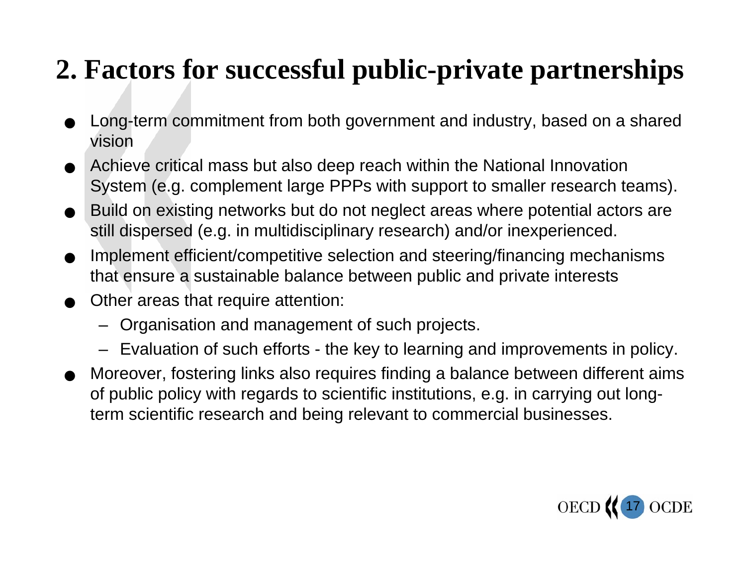## 2. Factors for successful public-private partnerships

- Long-term commitment from both government and industry, based on a shared vision
- Achieve critical mass but also deep reach within the National Innovation System (e.g. complement large PPPs with support to smaller research teams).
- Build on existing networks but do not neglect areas where potential actors are still dispersed (e.g. in multidisciplinary research) and/or inexperienced.
- Implement efficient/competitive selection and steering/financing mechanisms that ensure a sustainable balance between public and private interests
- Other areas that require attention:
  - Organisation and management of such projects.
  - Evaluation of such efforts - the key to learning and improvements in policy.
- Moreover, fostering links also requires finding a balance between different aims of public policy with regards to scientific institutions, e.g. in carrying out long-term scientific research and being relevant to commercial businesses.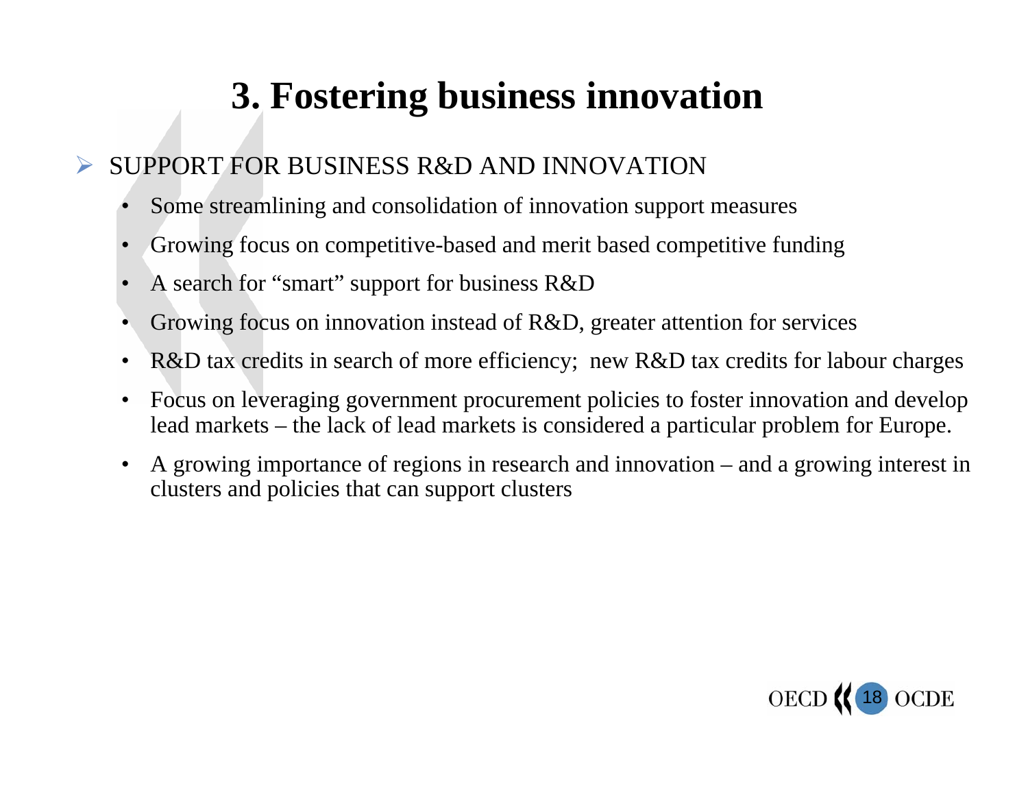# 3. Fostering business innovation

- SUPPORT FOR BUSINESS R&D AND INNOVATION
  - Some streamlining and consolidation of innovation support measures
  - Growing focus on competitive-based and merit based competitive funding
  - A search for "smart" support for business R&D
  - Growing focus on innovation instead of R&D, greater attention for services
  - R&D tax credits in search of more efficiency; new R&D tax credits for labour charges
  - Focus on leveraging government procurement policies to foster innovation and develop lead markets – the lack of lead markets is considered a particular problem for Europe.
  - A growing importance of regions in research and innovation – and a growing interest in clusters and policies that can support clusters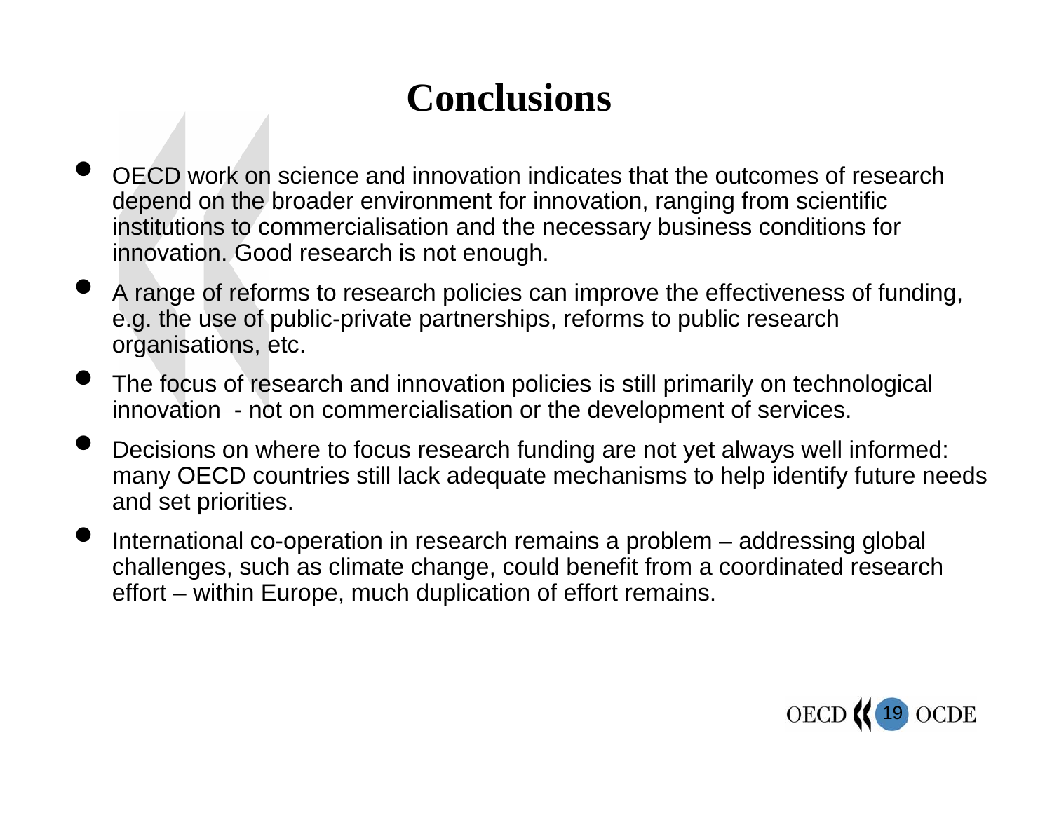# Conclusions

- OECD work on science and innovation indicates that the outcomes of research depend on the broader environment for innovation, ranging from scientific institutions to commercialisation and the necessary business conditions for innovation. Good research is not enough.
- A range of reforms to research policies can improve the effectiveness of funding, e.g. the use of public-private partnerships, reforms to public research organisations, etc.
- The focus of research and innovation policies is still primarily on technological innovation - not on commercialisation or the development of services.
- Decisions on where to focus research funding are not yet always well informed: many OECD countries still lack adequate mechanisms to help identify future needs and set priorities.
- International co-operation in research remains a problem – addressing global challenges, such as climate change, could benefit from a coordinated research effort – within Europe, much duplication of effort remains.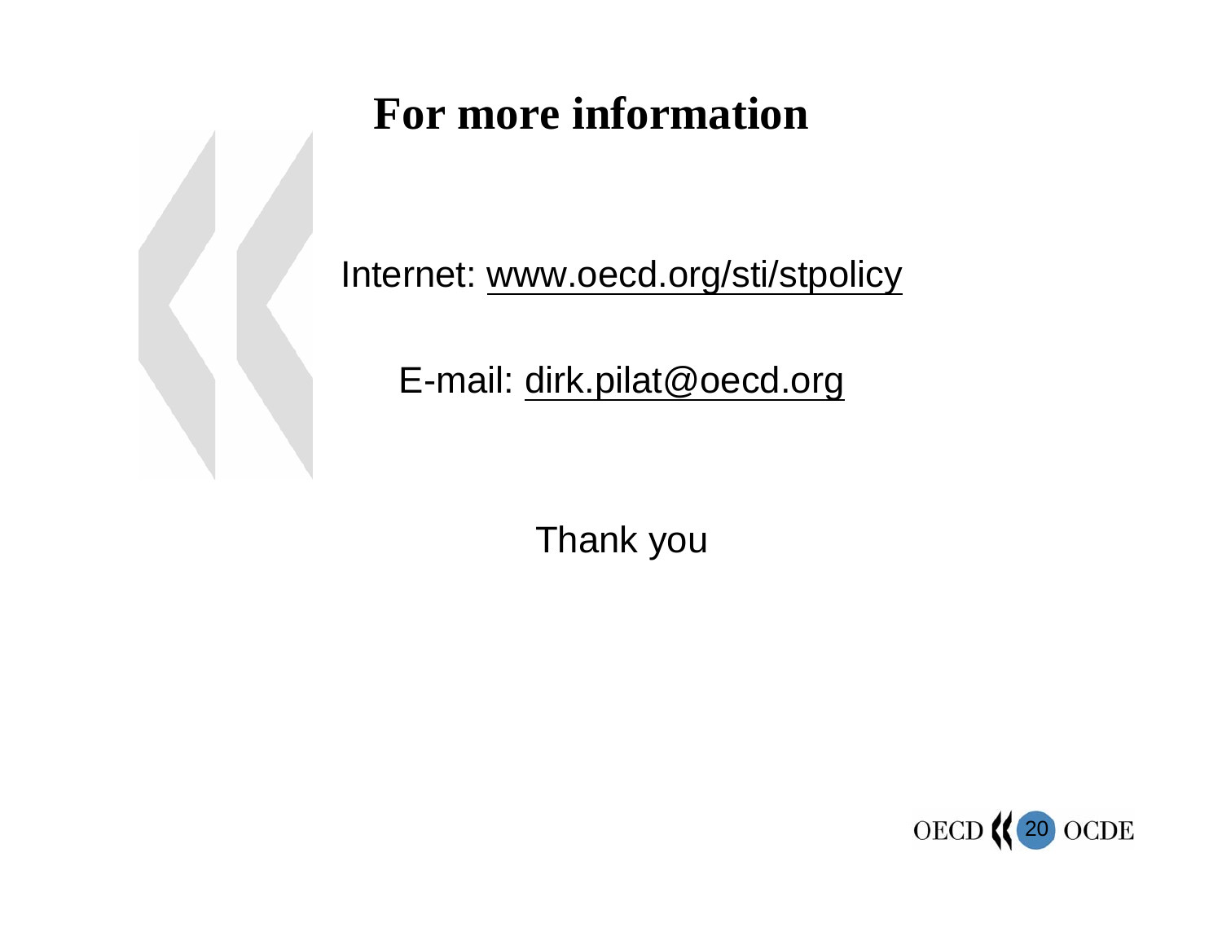# For more information

Internet: www.oecd.org/sti/stpolicy

E-mail: dirk.pilat@oecd.org

Thank you